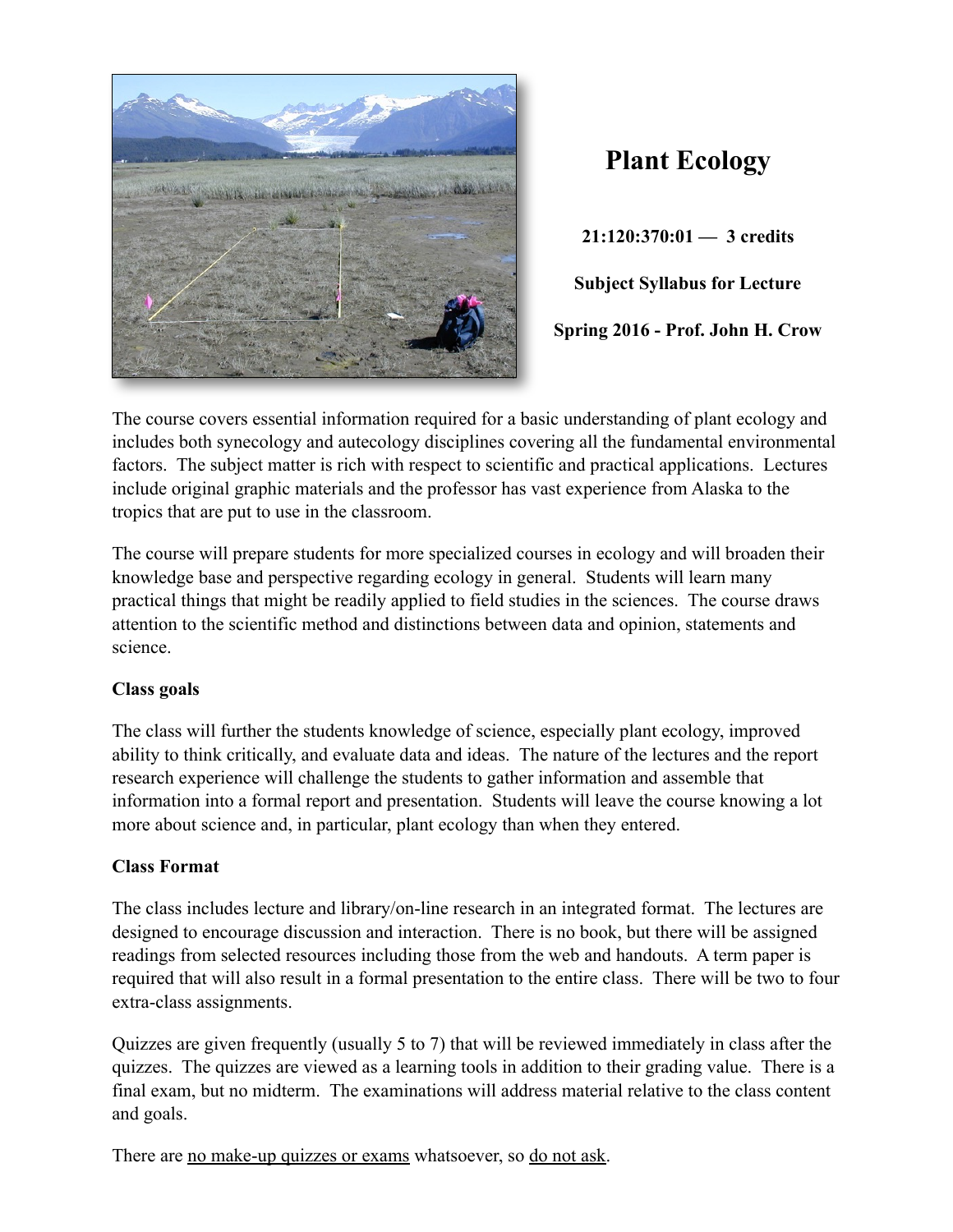# Plant Ecology

**21:120:370:01 — 3 credits**

**Subject Syllabus for Lecture**

**Spring 2016 - Prof. John H. Crow**

The course covers essential information required for a basic understanding of plant ecology and includes both synecology and autecology disciplines covering all the fundamental environmental factors. The subject matter is rich with respect to scientific and practical applications. Lectures include original graphic materials and the professor has vast experience from Alaska to the tropics that are put to use in the classroom.

The course will prepare students for more specialized courses in ecology and will broaden their knowledge base and perspective regarding ecology in general. Students will learn many practical things that might be readily applied to field studies in the sciences. The course draws attention to the scientific method and distinctions between data and opinion, statements and science.

**Class goals**

The class will further the students knowledge of science, especially plant ecology, improved ability to think critically, and evaluate data and ideas. The nature of the lectures and the report research experience will challenge the students to gather information and assemble that information into a formal report and presentation. Students will leave the course knowing a lot more about science and, in particular, plant ecology than when they entered.

**Class Format**

The class includes lecture and library/on-line research in an integrated format. The lectures are designed to encourage discussion and interaction. There is no book, but there will be assigned readings from selected resources including those from the web and handouts. A term paper is required that will also result in a formal presentation to the entire class. There will be two to four extra-class assignments.

Quizzes are given frequently (usually 5 to 7) that will be reviewed immediately in class after the quizzes. The quizzes are viewed as a learning tools in addition to their grading value. There is a final exam, but no midterm. The examinations will address material relative to the class content and goals.

There are <u>no make-up quizzes or exams</u> whatsoever, so <u>do not ask</u>.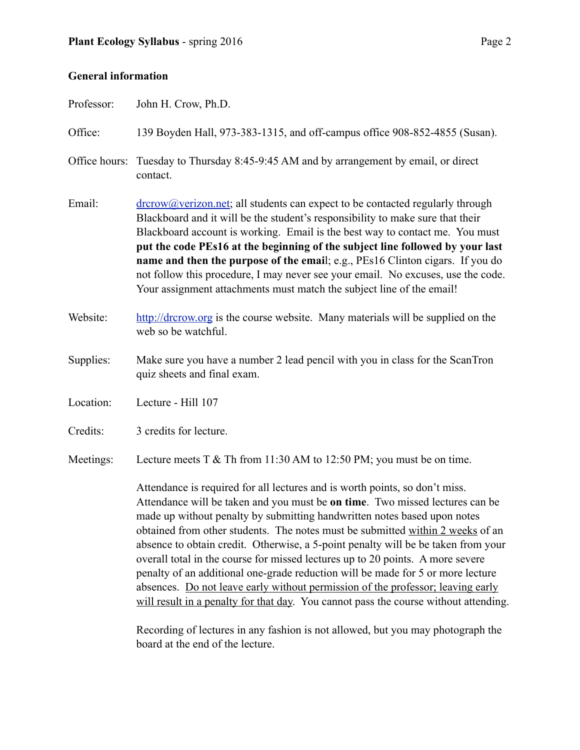## General information

Professor: John H. Crow, Ph.D.

Office: 139 Boyden Hall, 973-383-1315, and off-campus office 908-852-4855 (Susan).

Office hours: Tuesday to Thursday 8:45-9:45 AM and by arrangement by email, or direct contact.

Email: [drcrow@verizon.net](mailto:drcrow@verizon.net); all students can expect to be contacted regularly through Blackboard and it will be the student's responsibility to make sure that their Blackboard account is working. Email is the best way to contact me. You must **put the code PEs16 at the beginning of the subject line followed by your last name and then the purpose of the emai**l; e.g., PEs16 Clinton cigars. If you do not follow this procedure, I may never see your email. No excuses, use the code. Your assignment attachments must match the subject line of the email!

Website: [http://drcrow.org](http://drcrow.org) is the course website. Many materials will be supplied on the web so be watchful.

Supplies: Make sure you have a number 2 lead pencil with you in class for the ScanTron quiz sheets and final exam.

Location: Lecture - Hill 107

Credits: 3 credits for lecture.

Meetings: Lecture meets T & Th from 11:30 AM to 12:50 PM; you must be on time.

Attendance is required for all lectures and is worth points, so don't miss. Attendance will be taken and you must be **on time**. Two missed lectures can be made up without penalty by submitting handwritten notes based upon notes obtained from other students. The notes must be submitted <u>within 2 weeks</u> of an absence to obtain credit. Otherwise, a 5-point penalty will be be taken from your overall total in the course for missed lectures up to 20 points. A more severe penalty of an additional one-grade reduction will be made for 5 or more lecture absences. <u>Do not leave early without permission of the professor; leaving early will result in a penalty for that day</u>. You cannot pass the course without attending.

Recording of lectures in any fashion is not allowed, but you may photograph the board at the end of the lecture.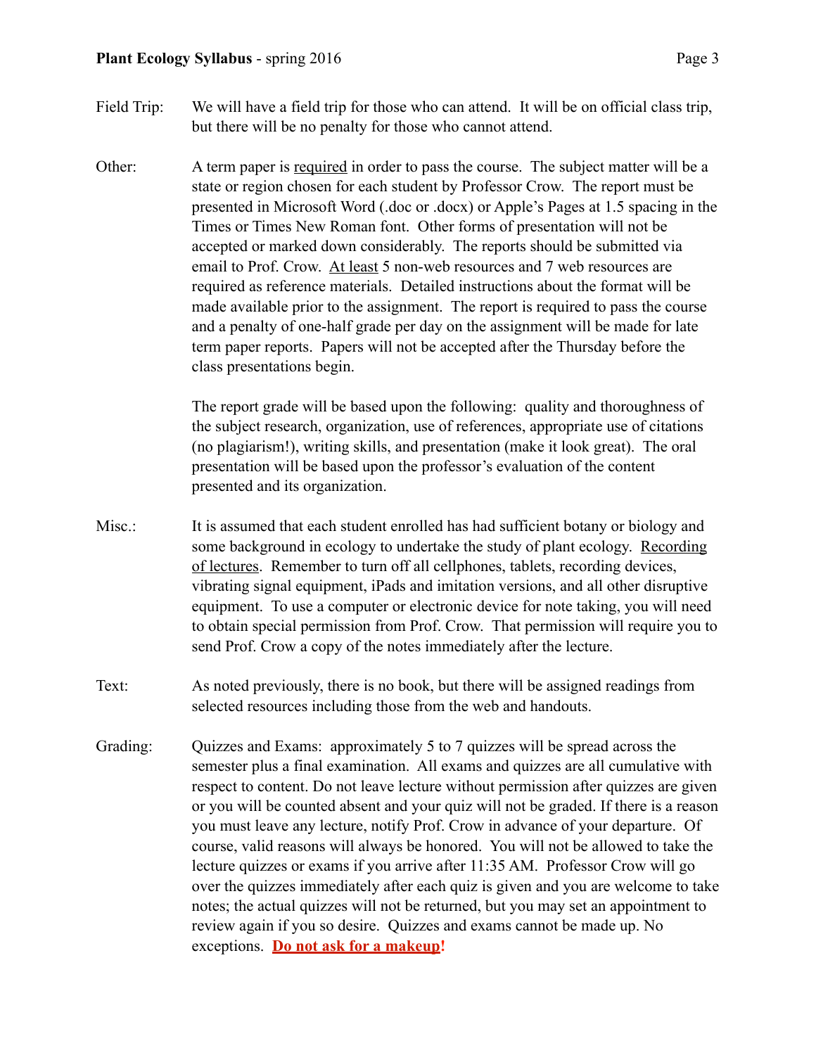**Field Trip:** We will have a field trip for those who can attend. It will be on official class trip, but there will be no penalty for those who cannot attend.

**Other:** A term paper is <u>required</u> in order to pass the course. The subject matter will be a state or region chosen for each student by Professor Crow. The report must be presented in Microsoft Word (.doc or .docx) or Apple's Pages at 1.5 spacing in the Times or Times New Roman font. Other forms of presentation will not be accepted or marked down considerably. The reports should be submitted via email to Prof. Crow. <u>At least</u> 5 non-web resources and 7 web resources are required as reference materials. Detailed instructions about the format will be made available prior to the assignment. The report is required to pass the course and a penalty of one-half grade per day on the assignment will be made for late term paper reports. Papers will not be accepted after the Thursday before the class presentations begin.

The report grade will be based upon the following: quality and thoroughness of the subject research, organization, use of references, appropriate use of citations (no plagiarism!), writing skills, and presentation (make it look great). The oral presentation will be based upon the professor's evaluation of the content presented and its organization.

**Misc.:** It is assumed that each student enrolled has had sufficient botany or biology and some background in ecology to undertake the study of plant ecology. <u>Recording of lectures</u>. Remember to turn off all cellphones, tablets, recording devices, vibrating signal equipment, iPads and imitation versions, and all other disruptive equipment. To use a computer or electronic device for note taking, you will need to obtain special permission from Prof. Crow. That permission will require you to send Prof. Crow a copy of the notes immediately after the lecture.

**Text:** As noted previously, there is no book, but there will be assigned readings from selected resources including those from the web and handouts.

**Grading:** Quizzes and Exams: approximately 5 to 7 quizzes will be spread across the semester plus a final examination. All exams and quizzes are all cumulative with respect to content. Do not leave lecture without permission after quizzes are given or you will be counted absent and your quiz will not be graded. If there is a reason you must leave any lecture, notify Prof. Crow in advance of your departure. Of course, valid reasons will always be honored. You will not be allowed to take the lecture quizzes or exams if you arrive after 11:35 AM. Professor Crow will go over the quizzes immediately after each quiz is given and you are welcome to take notes; the actual quizzes will not be returned, but you may set an appointment to review again if you so desire. Quizzes and exams cannot be made up. No exceptions. **<u>Do not ask for a makeup</u>!**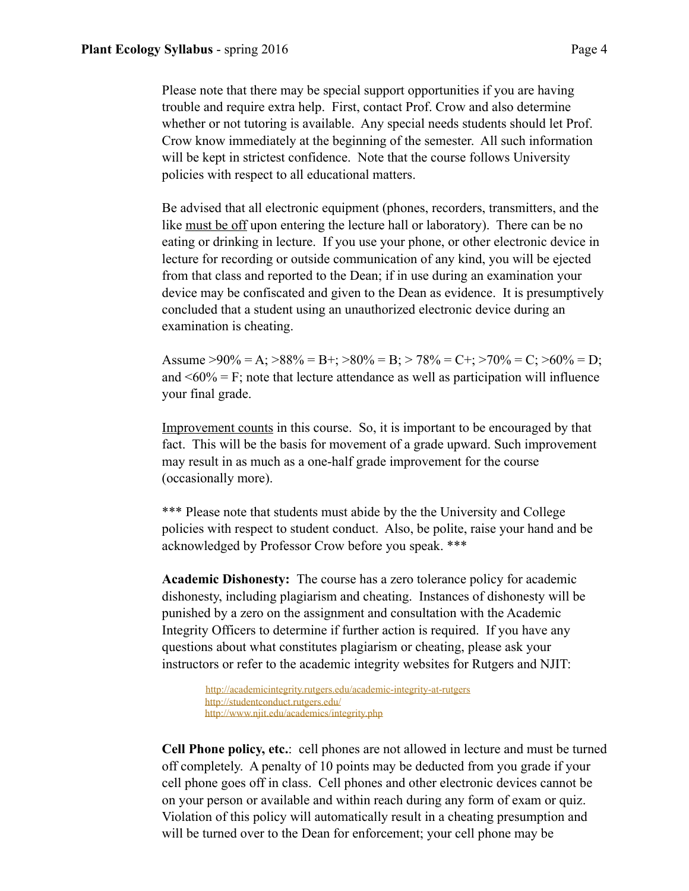Please note that there may be special support opportunities if you are having trouble and require extra help. First, contact Prof. Crow and also determine whether or not tutoring is available. Any special needs students should let Prof. Crow know immediately at the beginning of the semester. All such information will be kept in strictest confidence. Note that the course follows University policies with respect to all educational matters.

Be advised that all electronic equipment (phones, recorders, transmitters, and the like must be off upon entering the lecture hall or laboratory). There can be no eating or drinking in lecture. If you use your phone, or other electronic device in lecture for recording or outside communication of any kind, you will be ejected from that class and reported to the Dean; if in use during an examination your device may be confiscated and given to the Dean as evidence. It is presumptively concluded that a student using an unauthorized electronic device during an examination is cheating.

Assume >90% = A; >88% = B+; >80% = B; > 78% = C+; >70% = C; >60% = D; and <60% = F; note that lecture attendance as well as participation will influence your final grade.

Improvement counts in this course. So, it is important to be encouraged by that fact. This will be the basis for movement of a grade upward. Such improvement may result in as much as a one-half grade improvement for the course (occasionally more).

*** Please note that students must abide by the the University and College policies with respect to student conduct. Also, be polite, raise your hand and be acknowledged by Professor Crow before you speak. ***

**Academic Dishonesty:** The course has a zero tolerance policy for academic dishonesty, including plagiarism and cheating. Instances of dishonesty will be punished by a zero on the assignment and consultation with the Academic Integrity Officers to determine if further action is required. If you have any questions about what constitutes plagiarism or cheating, please ask your instructors or refer to the academic integrity websites for Rutgers and NJIT:

http://academicintegrity.rutgers.edu/academic-integrity-at-rutgers
http://studentconduct.rutgers.edu/
http://www.njit.edu/academics/integrity.php

**Cell Phone policy, etc.**: cell phones are not allowed in lecture and must be turned off completely. A penalty of 10 points may be deducted from you grade if your cell phone goes off in class. Cell phones and other electronic devices cannot be on your person or available and within reach during any form of exam or quiz. Violation of this policy will automatically result in a cheating presumption and will be turned over to the Dean for enforcement; your cell phone may be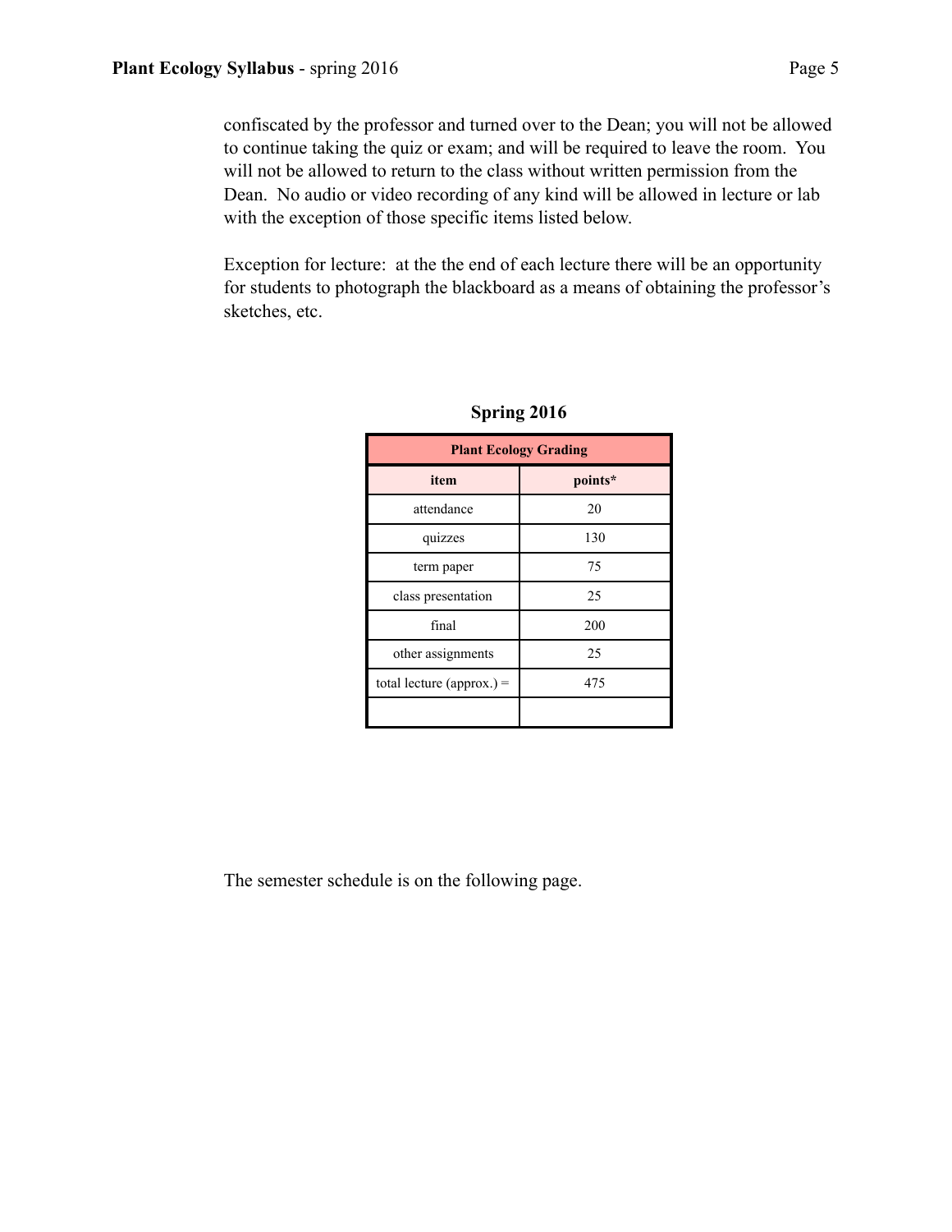confiscated by the professor and turned over to the Dean; you will not be allowed to continue taking the quiz or exam; and will be required to leave the room. You will not be allowed to return to the class without written permission from the Dean. No audio or video recording of any kind will be allowed in lecture or lab with the exception of those specific items listed below.

Exception for lecture: at the the end of each lecture there will be an opportunity for students to photograph the blackboard as a means of obtaining the professor's sketches, etc.

**Spring 2016**

| Plant Ecology Grading | |
|---|---|
| **item** | **points*** |
| attendance | 20 |
| quizzes | 130 |
| term paper | 75 |
| class presentation | 25 |
| final | 200 |
| other assignments | 25 |
| total lecture (approx.) = | 475 |
| | |

The semester schedule is on the following page.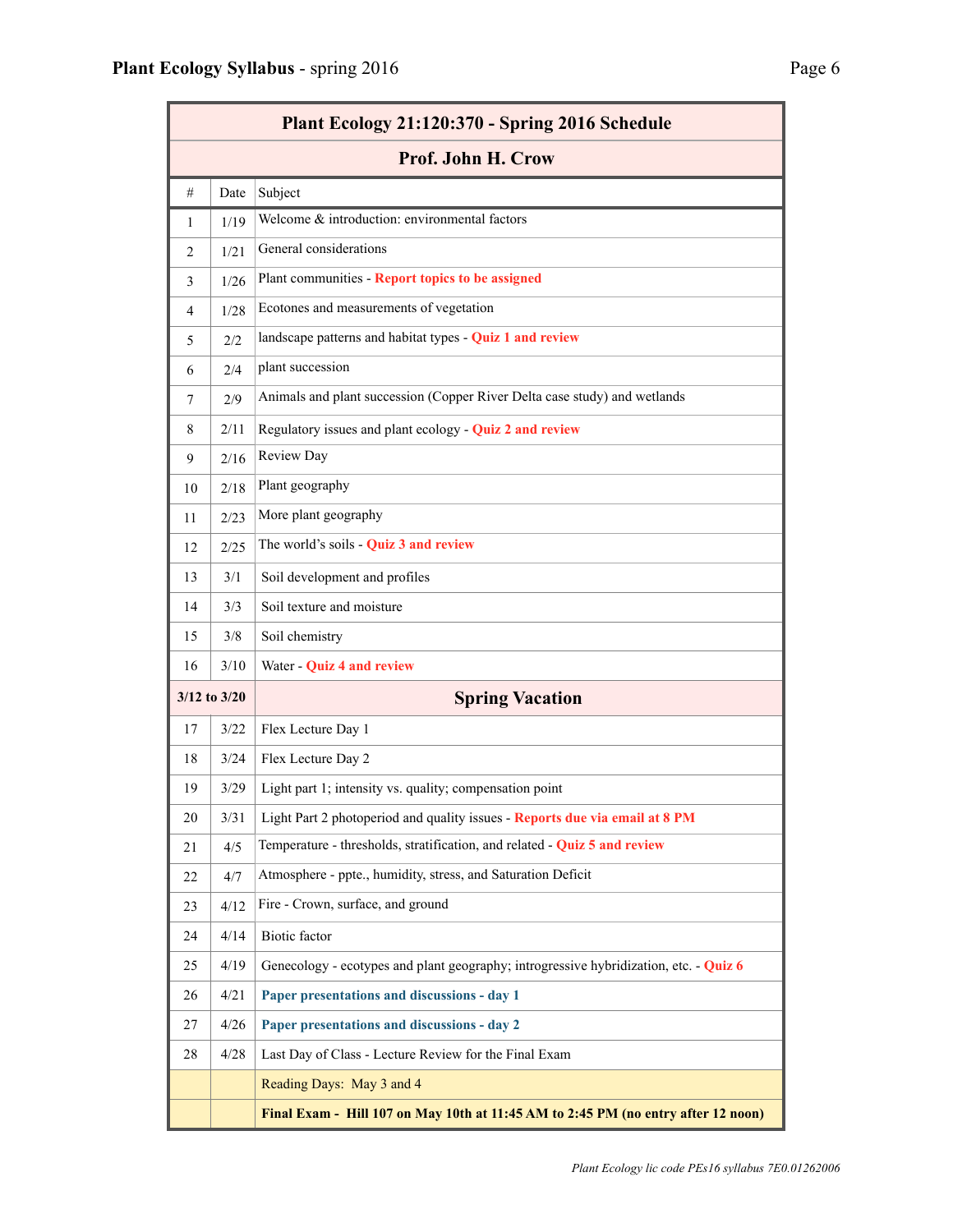## Plant Ecology 21:120:370 - Spring 2016 Schedule

### Prof. John H. Crow

| # | Date | Subject |
|---|---|---|
| 1 | 1/19 | Welcome & introduction: environmental factors |
| 2 | 1/21 | General considerations |
| 3 | 1/26 | Plant communities - **Report topics to be assigned** |
| 4 | 1/28 | Ecotones and measurements of vegetation |
| 5 | 2/2 | landscape patterns and habitat types - **Quiz 1 and review** |
| 6 | 2/4 | plant succession |
| 7 | 2/9 | Animals and plant succession (Copper River Delta case study) and wetlands |
| 8 | 2/11 | Regulatory issues and plant ecology - **Quiz 2 and review** |
| 9 | 2/16 | Review Day |
| 10 | 2/18 | Plant geography |
| 11 | 2/23 | More plant geography |
| 12 | 2/25 | The world's soils - **Quiz 3 and review** |
| 13 | 3/1 | Soil development and profiles |
| 14 | 3/3 | Soil texture and moisture |
| 15 | 3/8 | Soil chemistry |
| 16 | 3/10 | Water - **Quiz 4 and review** |
| 3/12 to 3/20 | | **Spring Vacation** |
| 17 | 3/22 | Flex Lecture Day 1 |
| 18 | 3/24 | Flex Lecture Day 2 |
| 19 | 3/29 | Light part 1; intensity vs. quality; compensation point |
| 20 | 3/31 | Light Part 2 photoperiod and quality issues - **Reports due via email at 8 PM** |
| 21 | 4/5 | Temperature - thresholds, stratification, and related - **Quiz 5 and review** |
| 22 | 4/7 | Atmosphere - ppte., humidity, stress, and Saturation Deficit |
| 23 | 4/12 | Fire - Crown, surface, and ground |
| 24 | 4/14 | Biotic factor |
| 25 | 4/19 | Genecology - ecotypes and plant geography; introgressive hybridization, etc. - **Quiz 6** |
| 26 | 4/21 | **Paper presentations and discussions - day 1** |
| 27 | 4/26 | **Paper presentations and discussions - day 2** |
| 28 | 4/28 | Last Day of Class - Lecture Review for the Final Exam |
| | | Reading Days: May 3 and 4 |
| | | **Final Exam - Hill 107 on May 10th at 11:45 AM to 2:45 PM (no entry after 12 noon)** |

*Plant Ecology lic code PEs16 syllabus 7E0.01262006*